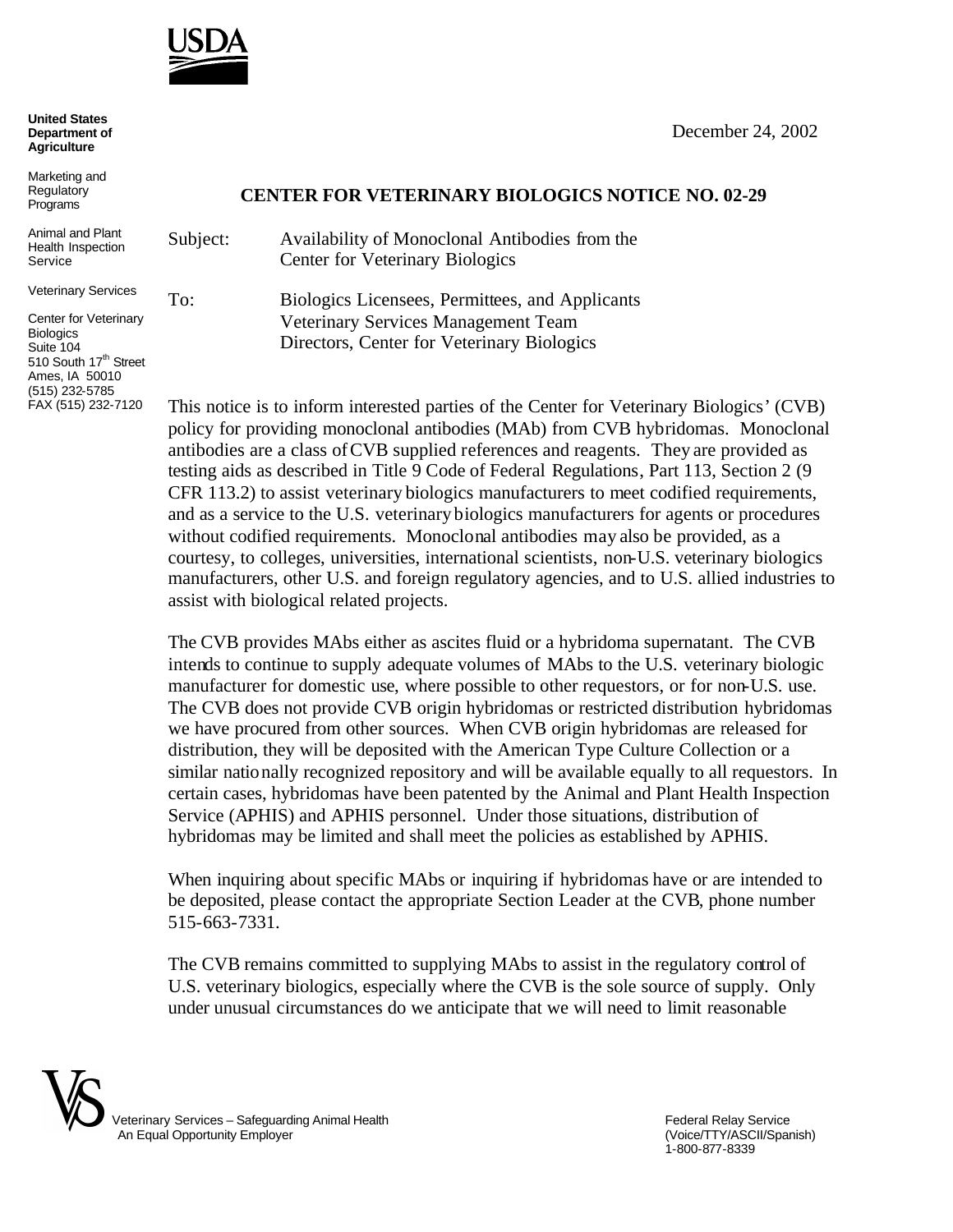USDA

**United States Department of Agriculture**

Marketing and Regulatory Programs

Animal and Plant Health Inspection Service

Veterinary Services

Center for Veterinary Biologics
Suite 104
510 South 17th Street
Ames, IA 50010
(515) 232-5785
FAX (515) 232-7120

December 24, 2002

**CENTER FOR VETERINARY BIOLOGICS NOTICE NO. 02-29**

Subject: Availability of Monoclonal Antibodies from the Center for Veterinary Biologics

To: Biologics Licensees, Permittees, and Applicants
Veterinary Services Management Team
Directors, Center for Veterinary Biologics

This notice is to inform interested parties of the Center for Veterinary Biologics' (CVB) policy for providing monoclonal antibodies (MAb) from CVB hybridomas. Monoclonal antibodies are a class of CVB supplied references and reagents. They are provided as testing aids as described in Title 9 Code of Federal Regulations, Part 113, Section 2 (9 CFR 113.2) to assist veterinary biologics manufacturers to meet codified requirements, and as a service to the U.S. veterinary biologics manufacturers for agents or procedures without codified requirements. Monoclonal antibodies may also be provided, as a courtesy, to colleges, universities, international scientists, non-U.S. veterinary biologics manufacturers, other U.S. and foreign regulatory agencies, and to U.S. allied industries to assist with biological related projects.

The CVB provides MAbs either as ascites fluid or a hybridoma supernatant. The CVB intends to continue to supply adequate volumes of MAbs to the U.S. veterinary biologic manufacturer for domestic use, where possible to other requestors, or for non-U.S. use. The CVB does not provide CVB origin hybridomas or restricted distribution hybridomas we have procured from other sources. When CVB origin hybridomas are released for distribution, they will be deposited with the American Type Culture Collection or a similar nationally recognized repository and will be available equally to all requestors. In certain cases, hybridomas have been patented by the Animal and Plant Health Inspection Service (APHIS) and APHIS personnel. Under those situations, distribution of hybridomas may be limited and shall meet the policies as established by APHIS.

When inquiring about specific MAbs or inquiring if hybridomas have or are intended to be deposited, please contact the appropriate Section Leader at the CVB, phone number 515-663-7331.

The CVB remains committed to supplying MAbs to assist in the regulatory control of U.S. veterinary biologics, especially where the CVB is the sole source of supply. Only under unusual circumstances do we anticipate that we will need to limit reasonable

Veterinary Services – Safeguarding Animal Health
An Equal Opportunity Employer

Federal Relay Service
(Voice/TTY/ASCII/Spanish)
1-800-877-8339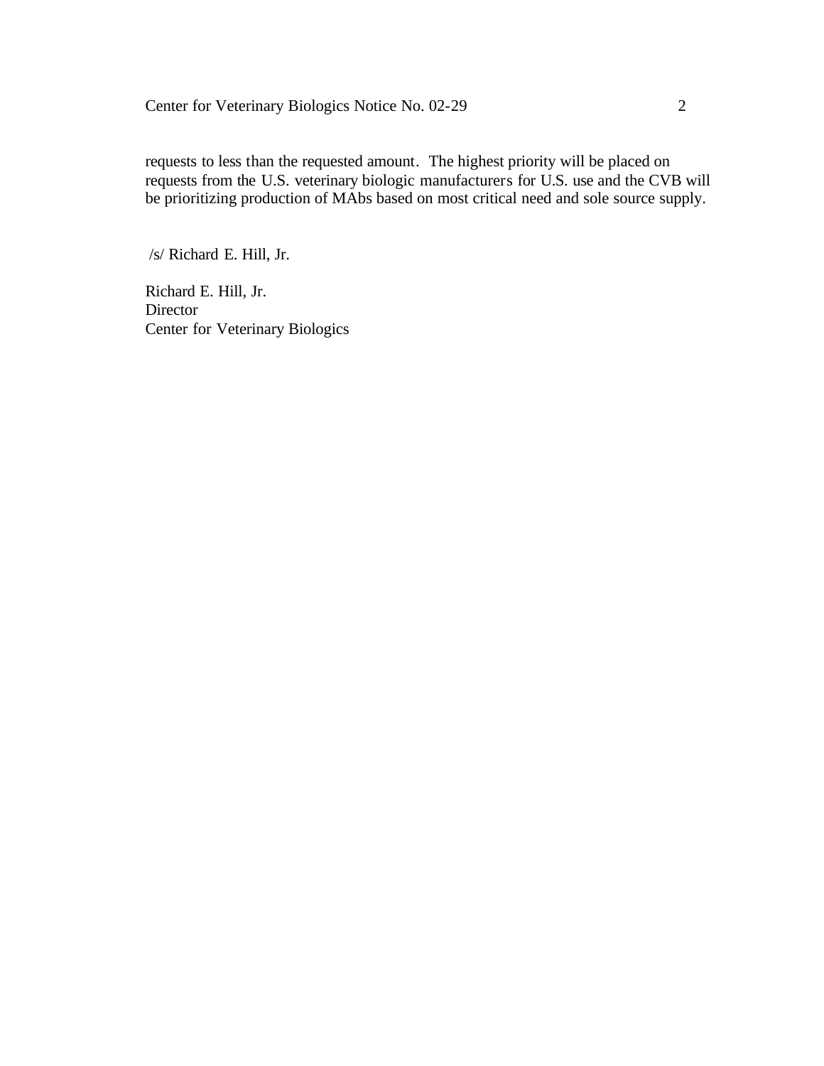requests to less than the requested amount. The highest priority will be placed on requests from the U.S. veterinary biologic manufacturers for U.S. use and the CVB will be prioritizing production of MAbs based on most critical need and sole source supply.

/s/ Richard E. Hill, Jr.

Richard E. Hill, Jr.
Director
Center for Veterinary Biologics